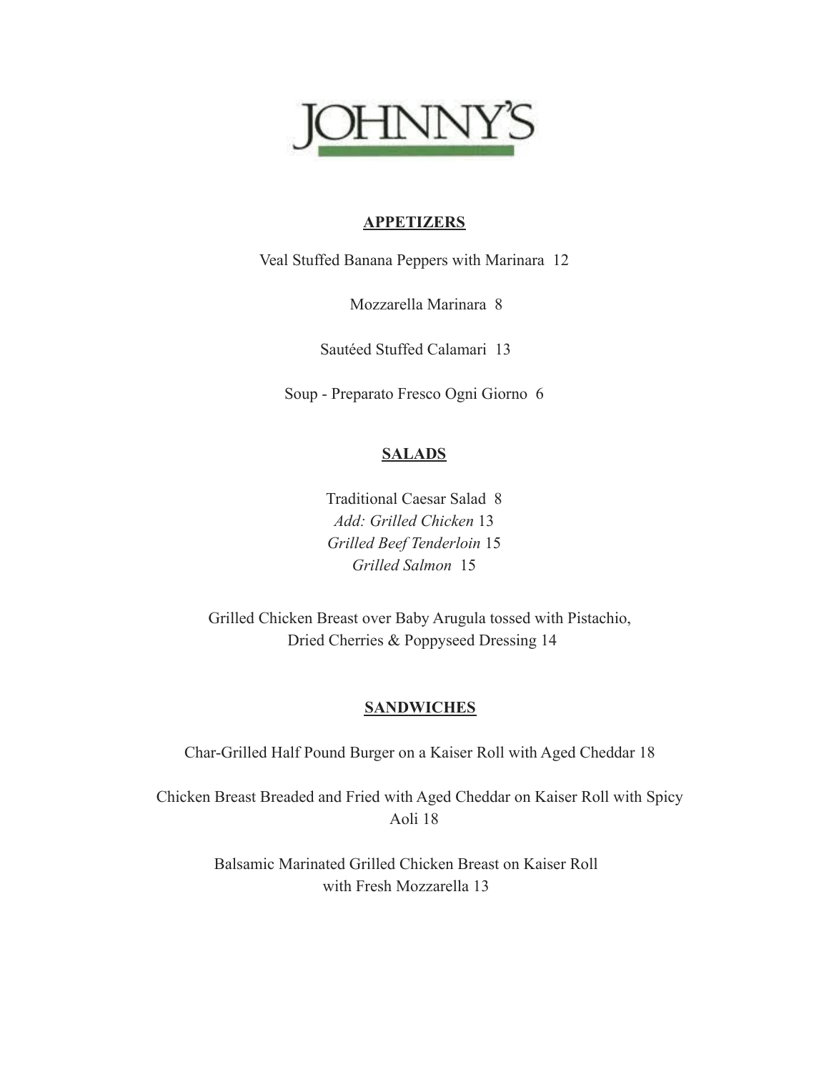# JOHNNY'S

## APPETIZERS

Veal Stuffed Banana Peppers with Marinara 12

Mozzarella Marinara 8

Sautéed Stuffed Calamari 13

Soup - Preparato Fresco Ogni Giorno 6

## SALADS

Traditional Caesar Salad 8
*Add: Grilled Chicken* 13
*Grilled Beef Tenderloin* 15
*Grilled Salmon* 15

Grilled Chicken Breast over Baby Arugula tossed with Pistachio, Dried Cherries & Poppyseed Dressing 14

## SANDWICHES

Char-Grilled Half Pound Burger on a Kaiser Roll with Aged Cheddar 18

Chicken Breast Breaded and Fried with Aged Cheddar on Kaiser Roll with Spicy Aoli 18

Balsamic Marinated Grilled Chicken Breast on Kaiser Roll with Fresh Mozzarella 13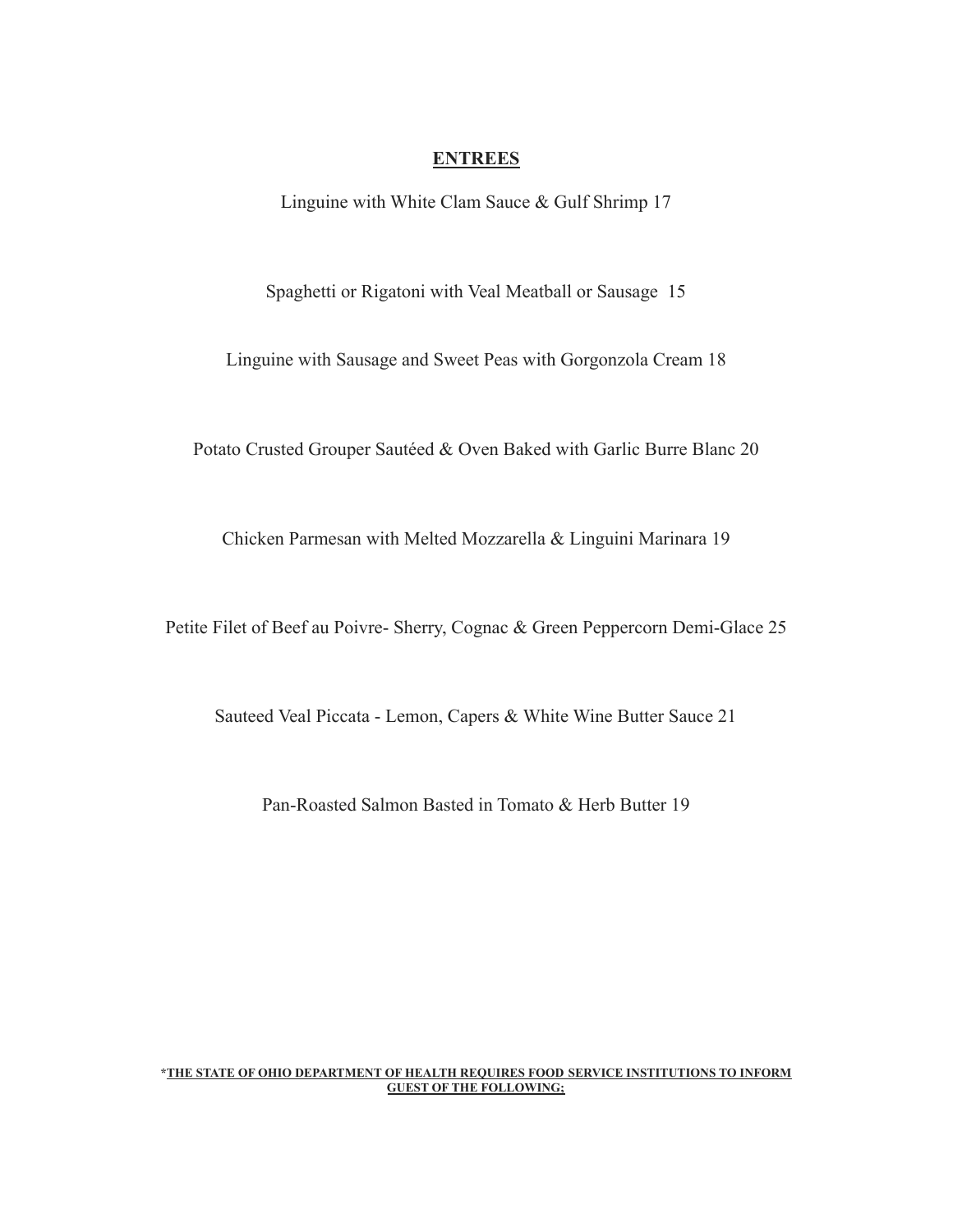## ENTREES

Linguine with White Clam Sauce & Gulf Shrimp 17

Spaghetti or Rigatoni with Veal Meatball or Sausage 15

Linguine with Sausage and Sweet Peas with Gorgonzola Cream 18

Potato Crusted Grouper Sautéed & Oven Baked with Garlic Burre Blanc 20

Chicken Parmesan with Melted Mozzarella & Linguini Marinara 19

Petite Filet of Beef au Poivre- Sherry, Cognac & Green Peppercorn Demi-Glace 25

Sauteed Veal Piccata - Lemon, Capers & White Wine Butter Sauce 21

Pan-Roasted Salmon Basted in Tomato & Herb Butter 19

***THE STATE OF OHIO DEPARTMENT OF HEALTH REQUIRES FOOD SERVICE INSTITUTIONS TO INFORM GUEST OF THE FOLLOWING;**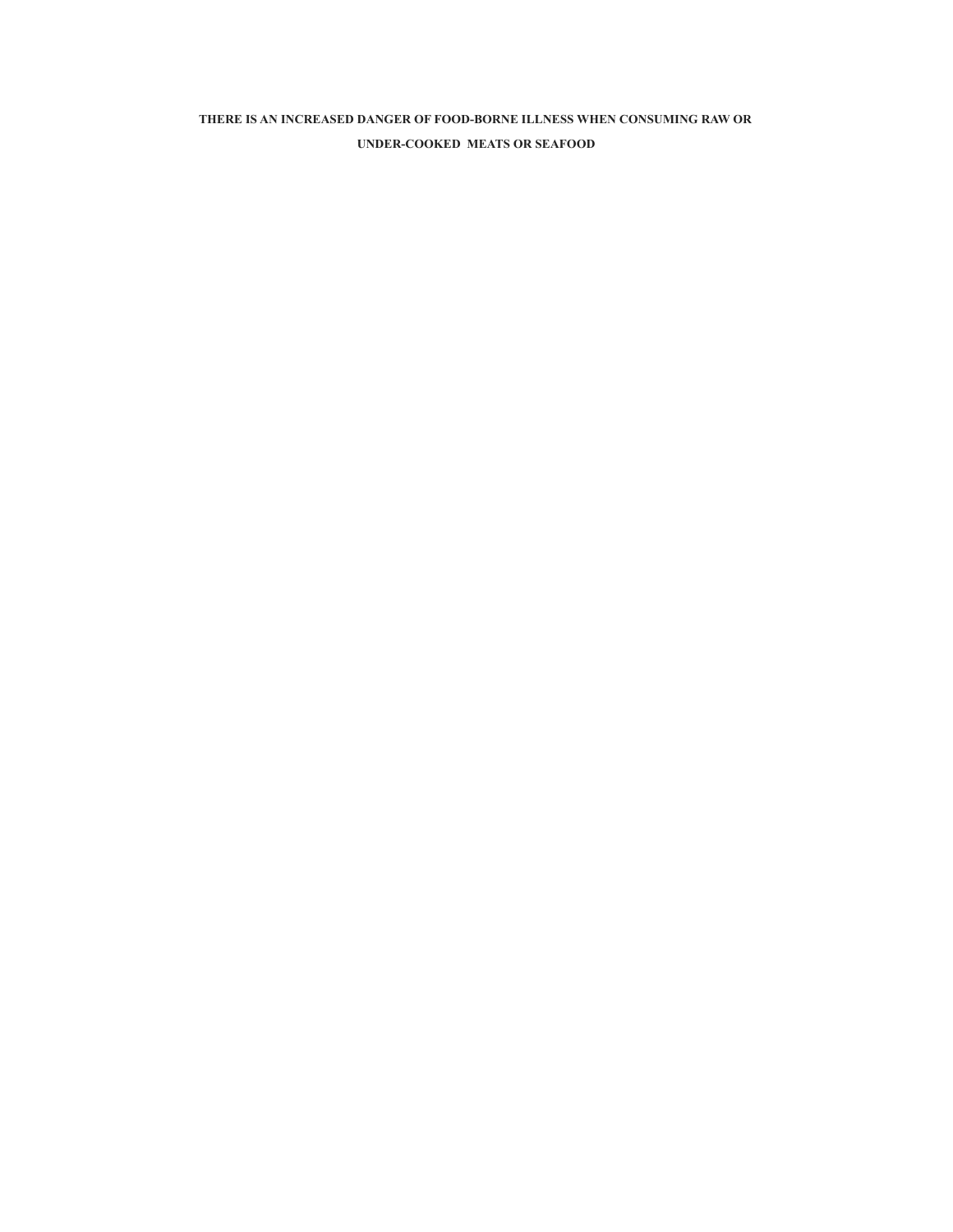**THERE IS AN INCREASED DANGER OF FOOD-BORNE ILLNESS WHEN CONSUMING RAW OR UNDER-COOKED MEATS OR SEAFOOD**